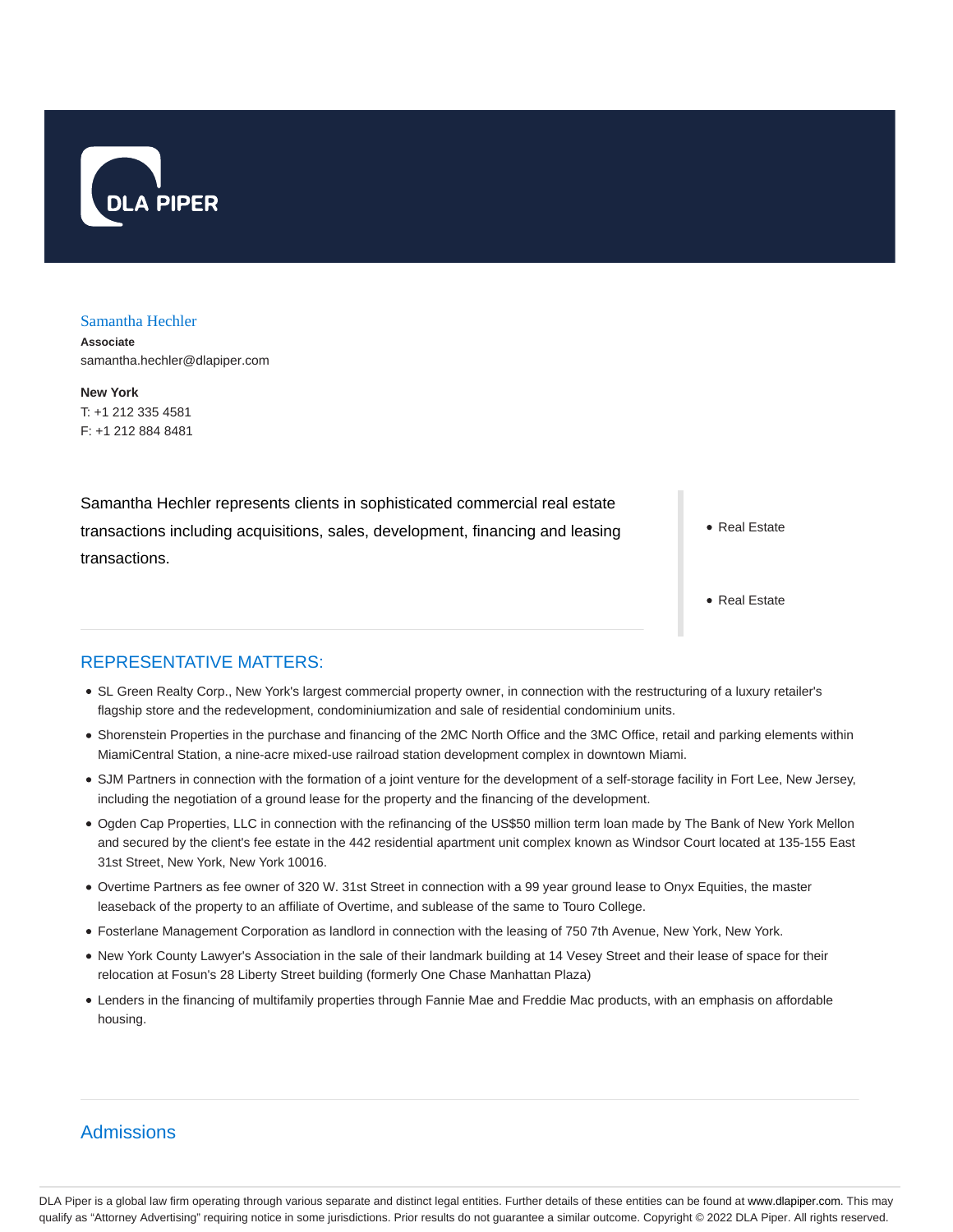DLA PIPER

## Samantha Hechler

**Associate**
samantha.hechler@dlapiper.com

**New York**
T: +1 212 335 4581
F: +1 212 884 8481

Samantha Hechler represents clients in sophisticated commercial real estate transactions including acquisitions, sales, development, financing and leasing transactions.

- Real Estate

- Real Estate

## REPRESENTATIVE MATTERS:

- SL Green Realty Corp., New York's largest commercial property owner, in connection with the restructuring of a luxury retailer's flagship store and the redevelopment, condominiumization and sale of residential condominium units.
- Shorenstein Properties in the purchase and financing of the 2MC North Office and the 3MC Office, retail and parking elements within MiamiCentral Station, a nine-acre mixed-use railroad station development complex in downtown Miami.
- SJM Partners in connection with the formation of a joint venture for the development of a self-storage facility in Fort Lee, New Jersey, including the negotiation of a ground lease for the property and the financing of the development.
- Ogden Cap Properties, LLC in connection with the refinancing of the US$50 million term loan made by The Bank of New York Mellon and secured by the client's fee estate in the 442 residential apartment unit complex known as Windsor Court located at 135-155 East 31st Street, New York, New York 10016.
- Overtime Partners as fee owner of 320 W. 31st Street in connection with a 99 year ground lease to Onyx Equities, the master leaseback of the property to an affiliate of Overtime, and sublease of the same to Touro College.
- Fosterlane Management Corporation as landlord in connection with the leasing of 750 7th Avenue, New York, New York.
- New York County Lawyer's Association in the sale of their landmark building at 14 Vesey Street and their lease of space for their relocation at Fosun's 28 Liberty Street building (formerly One Chase Manhattan Plaza)
- Lenders in the financing of multifamily properties through Fannie Mae and Freddie Mac products, with an emphasis on affordable housing.

## Admissions

DLA Piper is a global law firm operating through various separate and distinct legal entities. Further details of these entities can be found at www.dlapiper.com. This may qualify as "Attorney Advertising" requiring notice in some jurisdictions. Prior results do not guarantee a similar outcome. Copyright © 2022 DLA Piper. All rights reserved.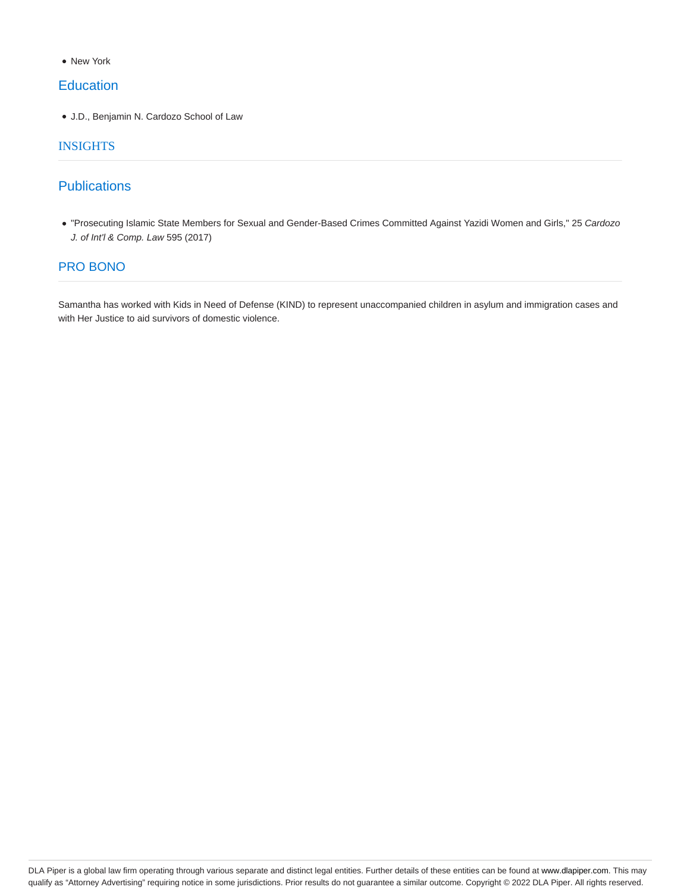- New York

## Education

- J.D., Benjamin N. Cardozo School of Law

## INSIGHTS

## Publications

- "Prosecuting Islamic State Members for Sexual and Gender-Based Crimes Committed Against Yazidi Women and Girls," 25 *Cardozo J. of Int'l & Comp. Law* 595 (2017)

## PRO BONO

Samantha has worked with Kids in Need of Defense (KIND) to represent unaccompanied children in asylum and immigration cases and with Her Justice to aid survivors of domestic violence.

DLA Piper is a global law firm operating through various separate and distinct legal entities. Further details of these entities can be found at www.dlapiper.com. This may qualify as "Attorney Advertising" requiring notice in some jurisdictions. Prior results do not guarantee a similar outcome. Copyright © 2022 DLA Piper. All rights reserved.